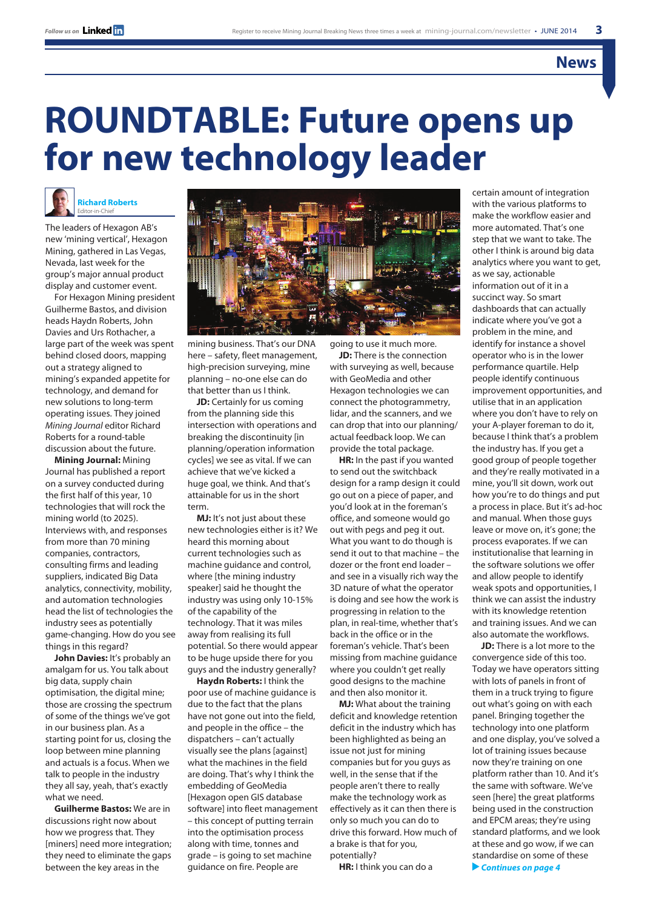# ROUNDTABLE: Future opens up for new technology leader

**Richard Roberts**
Editor-in-Chief

The leaders of Hexagon AB's new 'mining vertical', Hexagon Mining, gathered in Las Vegas, Nevada, last week for the group's major annual product display and customer event.

For Hexagon Mining president Guilherme Bastos, and division heads Haydn Roberts, John Davies and Urs Rothacher, a large part of the week was spent behind closed doors, mapping out a strategy aligned to mining's expanded appetite for technology, and demand for new solutions to long-term operating issues. They joined *Mining Journal* editor Richard Roberts for a round-table discussion about the future.

**Mining Journal:** Mining Journal has published a report on a survey conducted during the first half of this year, 10 technologies that will rock the mining world (to 2025). Interviews with, and responses from more than 70 mining companies, contractors, consulting firms and leading suppliers, indicated Big Data analytics, connectivity, mobility, and automation technologies head the list of technologies the industry sees as potentially game-changing. How do you see things in this regard?

**John Davies:** It's probably an amalgam for us. You talk about big data, supply chain optimisation, the digital mine; those are crossing the spectrum of some of the things we've got in our business plan. As a starting point for us, closing the loop between mine planning and actuals is a focus. When we talk to people in the industry they all say, yeah, that's exactly what we need.

**Guilherme Bastos:** We are in discussions right now about how we progress that. They [miners] need more integration; they need to eliminate the gaps between the key areas in the mining business. That's our DNA here – safety, fleet management, high-precision surveying, mine planning – no-one else can do that better than us I think.

**JD:** Certainly for us coming from the planning side this intersection with operations and breaking the discontinuity [in planning/operation information cycles] we see as vital. If we can achieve that we've kicked a huge goal, we think. And that's attainable for us in the short term.

**MJ:** It's not just about these new technologies either is it? We heard this morning about current technologies such as machine guidance and control, where [the mining industry speaker] said he thought the industry was using only 10-15% of the capability of the technology. That it was miles away from realising its full potential. So there would appear to be huge upside there for you guys and the industry generally?

**Haydn Roberts:** I think the poor use of machine guidance is due to the fact that the plans have not gone out into the field, and people in the office – the dispatchers – can't actually visually see the plans [against] what the machines in the field are doing. That's why I think the embedding of GeoMedia [Hexagon open GIS database software] into fleet management – this concept of putting terrain into the optimisation process along with time, tonnes and grade – is going to set machine guidance on fire. People are going to use it much more.

**JD:** There is the connection with surveying as well, because with GeoMedia and other Hexagon technologies we can connect the photogrammetry, lidar, and the scanners, and we can drop that into our planning/actual feedback loop. We can provide the total package.

**HR:** In the past if you wanted to send out the switchback design for a ramp design it could go out on a piece of paper, and you'd look at in the foreman's office, and someone would go out with pegs and peg it out. What you want to do though is send it out to that machine – the dozer or the front end loader – and see in a visually rich way the 3D nature of what the operator is doing and see how the work is progressing in relation to the plan, in real-time, whether that's back in the office or in the foreman's vehicle. That's been missing from machine guidance where you couldn't get really good designs to the machine and then also monitor it.

**MJ:** What about the training deficit and knowledge retention deficit in the industry which has been highlighted as being an issue not just for mining companies but for you guys as well, in the sense that if the people aren't there to really make the technology work as effectively as it can then there is only so much you can do to drive this forward. How much of a brake is that for you, potentially?

**HR:** I think you can do a certain amount of integration with the various platforms to make the workflow easier and more automated. That's one step that we want to take. The other I think is around big data analytics where you want to get, as we say, actionable information out of it in a succinct way. So smart dashboards that can actually indicate where you've got a problem in the mine, and identify for instance a shovel operator who is in the lower performance quartile. Help people identify continuous improvement opportunities, and utilise that in an application where you don't have to rely on your A-player foreman to do it, because I think that's a problem the industry has. If you get a good group of people together and they're really motivated in a mine, you'll sit down, work out how you're to do things and put a process in place. But it's ad-hoc and manual. When those guys leave or move on, it's gone; the process evaporates. If we can institutionalise that learning in the software solutions we offer and allow people to identify weak spots and opportunities, I think we can assist the industry with its knowledge retention and training issues. And we can also automate the workflows.

**JD:** There is a lot more to the convergence side of this too. Today we have operators sitting with lots of panels in front of them in a truck trying to figure out what's going on with each panel. Bringing together the technology into one platform and one display, you've solved a lot of training issues because now they're training on one platform rather than 10. And it's the same with software. We've seen [here] the great platforms being used in the construction and EPCM areas; they're using standard platforms, and we look at these and go wow, if we can standardise on some of these

▶ *Continues on page 4*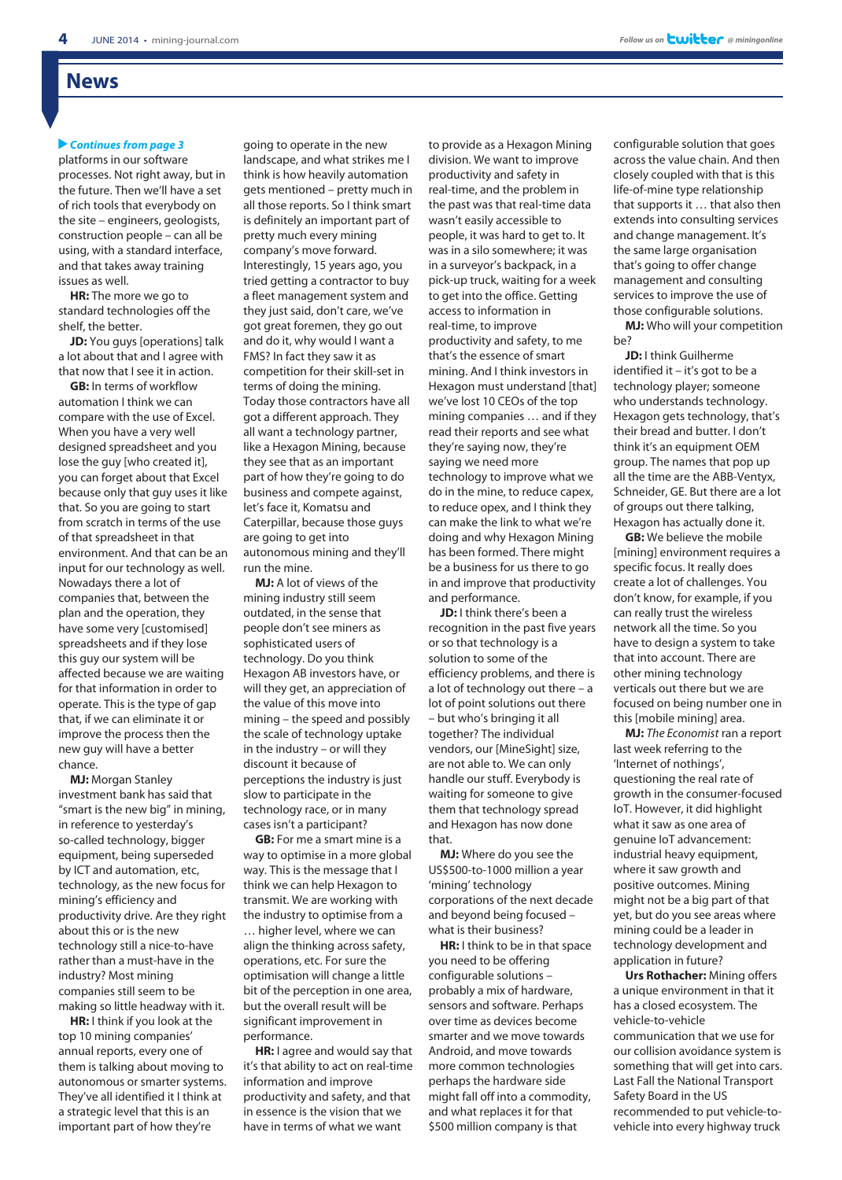## News

*Continues from page 3*

platforms in our software processes. Not right away, but in the future. Then we'll have a set of rich tools that everybody on the site – engineers, geologists, construction people – can all be using, with a standard interface, and that takes away training issues as well.

**HR:** The more we go to standard technologies off the shelf, the better.

**JD:** You guys [operations] talk a lot about that and I agree with that now that I see it in action.

**GB:** In terms of workflow automation I think we can compare with the use of Excel. When you have a very well designed spreadsheet and you lose the guy [who created it], you can forget about that Excel because only that guy uses it like that. So you are going to start from scratch in terms of the use of that spreadsheet in that environment. And that can be an input for our technology as well. Nowadays there a lot of companies that, between the plan and the operation, they have some very [customised] spreadsheets and if they lose this guy our system will be affected because we are waiting for that information in order to operate. This is the type of gap that, if we can eliminate it or improve the process then the new guy will have a better chance.

**MJ:** Morgan Stanley investment bank has said that "smart is the new big" in mining, in reference to yesterday's so-called technology, bigger equipment, being superseded by ICT and automation, etc, technology, as the new focus for mining's efficiency and productivity drive. Are they right about this or is the new technology still a nice-to-have rather than a must-have in the industry? Most mining companies still seem to be making so little headway with it.

**HR:** I think if you look at the top 10 mining companies' annual reports, every one of them is talking about moving to autonomous or smarter systems. They've all identified it I think at a strategic level that this is an important part of how they're going to operate in the new landscape, and what strikes me I think is how heavily automation gets mentioned – pretty much in all those reports. So I think smart is definitely an important part of pretty much every mining company's move forward. Interestingly, 15 years ago, you tried getting a contractor to buy a fleet management system and they just said, don't care, we've got great foremen, they go out and do it, why would I want a FMS? In fact they saw it as competition for their skill-set in terms of doing the mining. Today those contractors have all got a different approach. They all want a technology partner, like a Hexagon Mining, because they see that as an important part of how they're going to do business and compete against, let's face it, Komatsu and Caterpillar, because those guys are going to get into autonomous mining and they'll run the mine.

**MJ:** A lot of views of the mining industry still seem outdated, in the sense that people don't see miners as sophisticated users of technology. Do you think Hexagon AB investors have, or will they get, an appreciation of the value of this move into mining – the speed and possibly the scale of technology uptake in the industry – or will they discount it because of perceptions the industry is just slow to participate in the technology race, or in many cases isn't a participant?

**GB:** For me a smart mine is a way to optimise in a more global way. This is the message that I think we can help Hexagon to transmit. We are working with the industry to optimise from a … higher level, where we can align the thinking across safety, operations, etc. For sure the optimisation will change a little bit of the perception in one area, but the overall result will be significant improvement in performance.

**HR:** I agree and would say that it's that ability to act on real-time information and improve productivity and safety, and that in essence is the vision that we have in terms of what we want to provide as a Hexagon Mining division. We want to improve productivity and safety in real-time, and the problem in the past was that real-time data wasn't easily accessible to people, it was hard to get to. It was in a silo somewhere; it was in a surveyor's backpack, in a pick-up truck, waiting for a week to get into the office. Getting access to information in real-time, to improve productivity and safety, to me that's the essence of smart mining. And I think investors in Hexagon must understand [that] we've lost 10 CEOs of the top mining companies … and if they read their reports and see what they're saying now, they're saying we need more technology to improve what we do in the mine, to reduce capex, to reduce opex, and I think they can make the link to what we're doing and why Hexagon Mining has been formed. There might be a business for us there to go in and improve that productivity and performance.

**JD:** I think there's been a recognition in the past five years or so that technology is a solution to some of the efficiency problems, and there is a lot of technology out there – a lot of point solutions out there – but who's bringing it all together? The individual vendors, our [MineSight] size, are not able to. We can only handle our stuff. Everybody is waiting for someone to give them that technology spread and Hexagon has now done that.

**MJ:** Where do you see the US$500-to-1000 million a year 'mining' technology corporations of the next decade and beyond being focused – what is their business?

**HR:** I think to be in that space you need to be offering configurable solutions – probably a mix of hardware, sensors and software. Perhaps over time as devices become smarter and we move towards Android, and move towards more common technologies perhaps the hardware side might fall off into a commodity, and what replaces it for that $500 million company is that configurable solution that goes across the value chain. And then closely coupled with that is this life-of-mine type relationship that supports it … that also then extends into consulting services and change management. It's the same large organisation that's going to offer change management and consulting services to improve the use of those configurable solutions.

**MJ:** Who will your competition be?

**JD:** I think Guilherme identified it – it's got to be a technology player; someone who understands technology. Hexagon gets technology, that's their bread and butter. I don't think it's an equipment OEM group. The names that pop up all the time are the ABB-Ventyx, Schneider, GE. But there are a lot of groups out there talking, Hexagon has actually done it.

**GB:** We believe the mobile [mining] environment requires a specific focus. It really does create a lot of challenges. You don't know, for example, if you can really trust the wireless network all the time. So you have to design a system to take that into account. There are other mining technology verticals out there but we are focused on being number one in this [mobile mining] area.

**MJ:** *The Economist* ran a report last week referring to the 'Internet of nothings', questioning the real rate of growth in the consumer-focused IoT. However, it did highlight what it saw as one area of genuine IoT advancement: industrial heavy equipment, where it saw growth and positive outcomes. Mining might not be a big part of that yet, but do you see areas where mining could be a leader in technology development and application in future?

**Urs Rothacher:** Mining offers a unique environment in that it has a closed ecosystem. The vehicle-to-vehicle communication that we use for our collision avoidance system is something that will get into cars. Last Fall the National Transport Safety Board in the US recommended to put vehicle-to-vehicle into every highway truck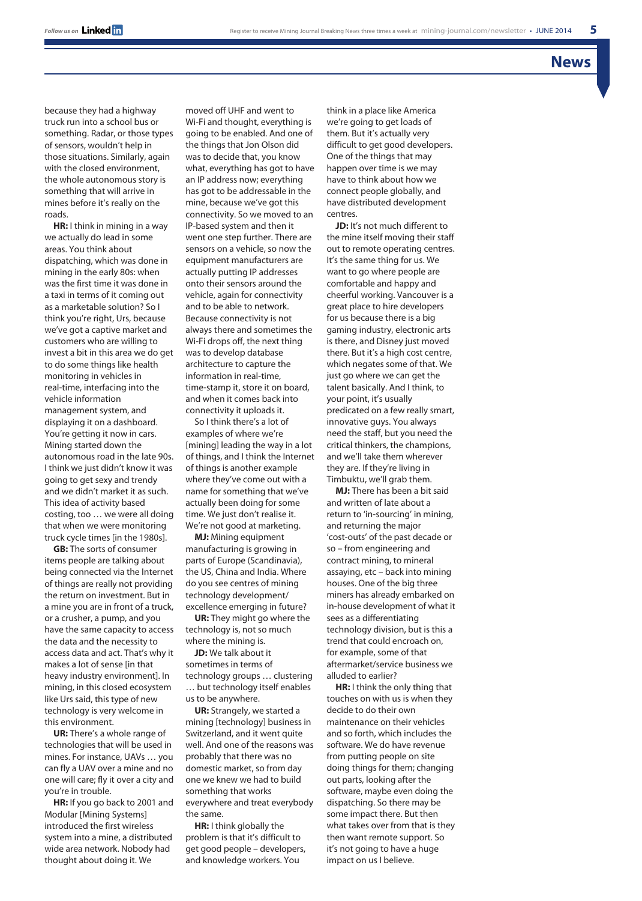because they had a highway truck run into a school bus or something. Radar, or those types of sensors, wouldn't help in those situations. Similarly, again with the closed environment, the whole autonomous story is something that will arrive in mines before it's really on the roads.

**HR:** I think in mining in a way we actually do lead in some areas. You think about dispatching, which was done in mining in the early 80s: when was the first time it was done in a taxi in terms of it coming out as a marketable solution? So I think you're right, Urs, because we've got a captive market and customers who are willing to invest a bit in this area we do get to do some things like health monitoring in vehicles in real-time, interfacing into the vehicle information management system, and displaying it on a dashboard. You're getting it now in cars. Mining started down the autonomous road in the late 90s. I think we just didn't know it was going to get sexy and trendy and we didn't market it as such. This idea of activity based costing, too … we were all doing that when we were monitoring truck cycle times [in the 1980s].

**GB:** The sorts of consumer items people are talking about being connected via the Internet of things are really not providing the return on investment. But in a mine you are in front of a truck, or a crusher, a pump, and you have the same capacity to access the data and the necessity to access data and act. That's why it makes a lot of sense [in that heavy industry environment]. In mining, in this closed ecosystem like Urs said, this type of new technology is very welcome in this environment.

**UR:** There's a whole range of technologies that will be used in mines. For instance, UAVs … you can fly a UAV over a mine and no one will care; fly it over a city and you're in trouble.

**HR:** If you go back to 2001 and Modular [Mining Systems] introduced the first wireless system into a mine, a distributed wide area network. Nobody had thought about doing it. We moved off UHF and went to Wi-Fi and thought, everything is going to be enabled. And one of the things that Jon Olson did was to decide that, you know what, everything has got to have an IP address now; everything has got to be addressable in the mine, because we've got this connectivity. So we moved to an IP-based system and then it went one step further. There are sensors on a vehicle, so now the equipment manufacturers are actually putting IP addresses onto their sensors around the vehicle, again for connectivity and to be able to network. Because connectivity is not always there and sometimes the Wi-Fi drops off, the next thing was to develop database architecture to capture the information in real-time, time-stamp it, store it on board, and when it comes back into connectivity it uploads it.

So I think there's a lot of examples of where we're [mining] leading the way in a lot of things, and I think the Internet of things is another example where they've come out with a name for something that we've actually been doing for some time. We just don't realise it. We're not good at marketing.

**MJ:** Mining equipment manufacturing is growing in parts of Europe (Scandinavia), the US, China and India. Where do you see centres of mining technology development/ excellence emerging in future?

**UR:** They might go where the technology is, not so much where the mining is.

**JD:** We talk about it sometimes in terms of technology groups … clustering … but technology itself enables us to be anywhere.

**UR:** Strangely, we started a mining [technology] business in Switzerland, and it went quite well. And one of the reasons was probably that there was no domestic market, so from day one we knew we had to build something that works everywhere and treat everybody the same.

**HR:** I think globally the problem is that it's difficult to get good people – developers, and knowledge workers. You think in a place like America we're going to get loads of them. But it's actually very difficult to get good developers. One of the things that may happen over time is we may have to think about how we connect people globally, and have distributed development centres.

**JD:** It's not much different to the mine itself moving their staff out to remote operating centres. It's the same thing for us. We want to go where people are comfortable and happy and cheerful working. Vancouver is a great place to hire developers for us because there is a big gaming industry, electronic arts is there, and Disney just moved there. But it's a high cost centre, which negates some of that. We just go where we can get the talent basically. And I think, to your point, it's usually predicated on a few really smart, innovative guys. You always need the staff, but you need the critical thinkers, the champions, and we'll take them wherever they are. If they're living in Timbuktu, we'll grab them.

**MJ:** There has been a bit said and written of late about a return to 'in-sourcing' in mining, and returning the major 'cost-outs' of the past decade or so – from engineering and contract mining, to mineral assaying, etc – back into mining houses. One of the big three miners has already embarked on in-house development of what it sees as a differentiating technology division, but is this a trend that could encroach on, for example, some of that aftermarket/service business we alluded to earlier?

**HR:** I think the only thing that touches on with us is when they decide to do their own maintenance on their vehicles and so forth, which includes the software. We do have revenue from putting people on site doing things for them; changing out parts, looking after the software, maybe even doing the dispatching. So there may be some impact there. But then what takes over from that is they then want remote support. So it's not going to have a huge impact on us I believe.